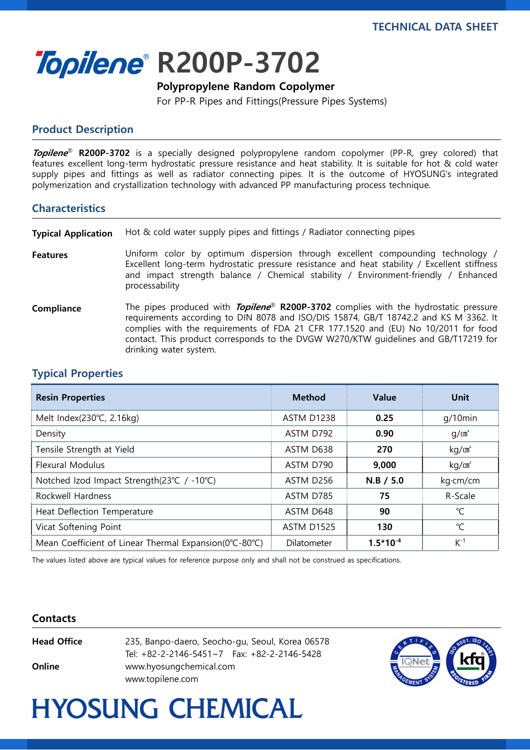TECHNICAL DATA SHEET

# Topilene® R200P-3702

**Polypropylene Random Copolymer**

For PP-R Pipes and Fittings(Pressure Pipes Systems)

## Product Description

***Topilene***® **R200P-3702** is a specially designed polypropylene random copolymer (PP-R, grey colored) that features excellent long-term hydrostatic pressure resistance and heat stability. It is suitable for hot & cold water supply pipes and fittings as well as radiator connecting pipes. It is the outcome of HYOSUNG's integrated polymerization and crystallization technology with advanced PP manufacturing process technique.

## Characteristics

**Typical Application** Hot & cold water supply pipes and fittings / Radiator connecting pipes

**Features** Uniform color by optimum dispersion through excellent compounding technology / Excellent long-term hydrostatic pressure resistance and heat stability / Excellent stiffness and impact strength balance / Chemical stability / Environment-friendly / Enhanced processability

**Compliance** The pipes produced with ***Topilene***® **R200P-3702** complies with the hydrostatic pressure requirements according to DIN 8078 and ISO/DIS 15874, GB/T 18742.2 and KS M 3362. It complies with the requirements of FDA 21 CFR 177.1520 and (EU) No 10/2011 for food contact. This product corresponds to the DVGW W270/KTW guidelines and GB/T17219 for drinking water system.

## Typical Properties

| Resin Properties | Method | Value | Unit |
|---|---|---|---|
| Melt Index(230℃, 2.16kg) | ASTM D1238 | **0.25** | g/10min |
| Density | ASTM D792 | **0.90** | g/㎤ |
| Tensile Strength at Yield | ASTM D638 | **270** | kg/㎠ |
| Flexural Modulus | ASTM D790 | **9,000** | kg/㎠ |
| Notched Izod Impact Strength(23℃ / -10℃) | ASTM D256 | **N.B / 5.0** | kg·cm/cm |
| Rockwell Hardness | ASTM D785 | **75** | R-Scale |
| Heat Deflection Temperature | ASTM D648 | **90** | ℃ |
| Vicat Softening Point | ASTM D1525 | **130** | ℃ |
| Mean Coefficient of Linear Thermal Expansion(0℃-80℃) | Dilatometer | **$1.5*10^{-4}$** | $K^{-1}$ |

The values listed above are typical values for reference purpose only and shall not be construed as specifications.

## Contacts

**Head Office** 235, Banpo-daero, Seocho-gu, Seoul, Korea 06578
Tel: +82-2-2146-5451~7 Fax: +82-2-2146-5428

**Online** www.hyosungchemical.com
www.topilene.com

HYOSUNG CHEMICAL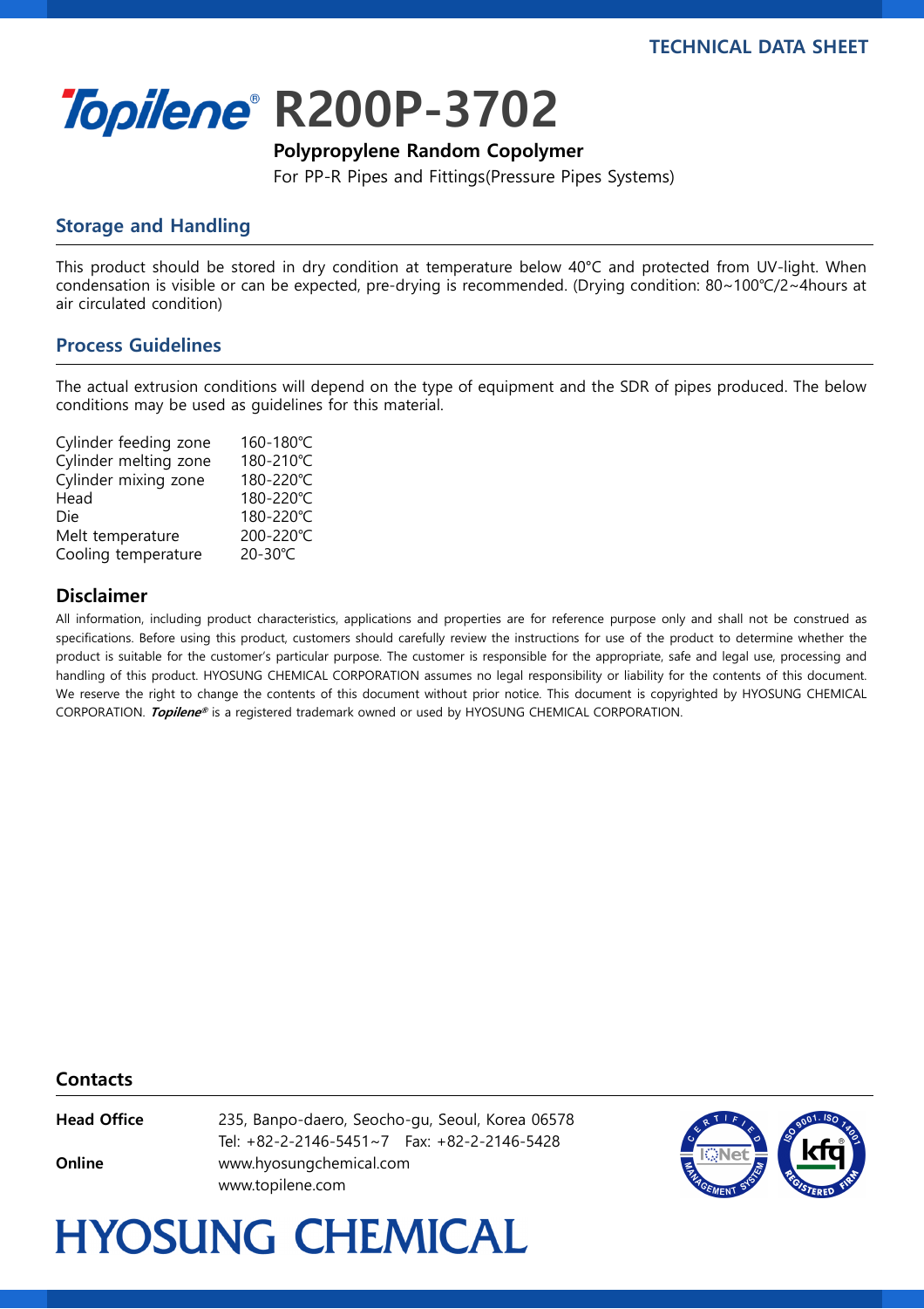TECHNICAL DATA SHEET

# Topilene® R200P-3702

**Polypropylene Random Copolymer**

For PP-R Pipes and Fittings(Pressure Pipes Systems)

## Storage and Handling

This product should be stored in dry condition at temperature below 40°C and protected from UV-light. When condensation is visible or can be expected, pre-drying is recommended. (Drying condition: 80~100℃/2~4hours at air circulated condition)

## Process Guidelines

The actual extrusion conditions will depend on the type of equipment and the SDR of pipes produced. The below conditions may be used as guidelines for this material.

| | |
|---|---|
| Cylinder feeding zone | 160-180℃ |
| Cylinder melting zone | 180-210℃ |
| Cylinder mixing zone | 180-220℃ |
| Head | 180-220℃ |
| Die | 180-220℃ |
| Melt temperature | 200-220℃ |
| Cooling temperature | 20-30℃ |

## Disclaimer

All information, including product characteristics, applications and properties are for reference purpose only and shall not be construed as specifications. Before using this product, customers should carefully review the instructions for use of the product to determine whether the product is suitable for the customer's particular purpose. The customer is responsible for the appropriate, safe and legal use, processing and handling of this product. HYOSUNG CHEMICAL CORPORATION assumes no legal responsibility or liability for the contents of this document. We reserve the right to change the contents of this document without prior notice. This document is copyrighted by HYOSUNG CHEMICAL CORPORATION. ***Topilene®*** is a registered trademark owned or used by HYOSUNG CHEMICAL CORPORATION.

## Contacts

**Head Office** 235, Banpo-daero, Seocho-gu, Seoul, Korea 06578
Tel: +82-2-2146-5451~7 Fax: +82-2-2146-5428

**Online** www.hyosungchemical.com
www.topilene.com

HYOSUNG CHEMICAL